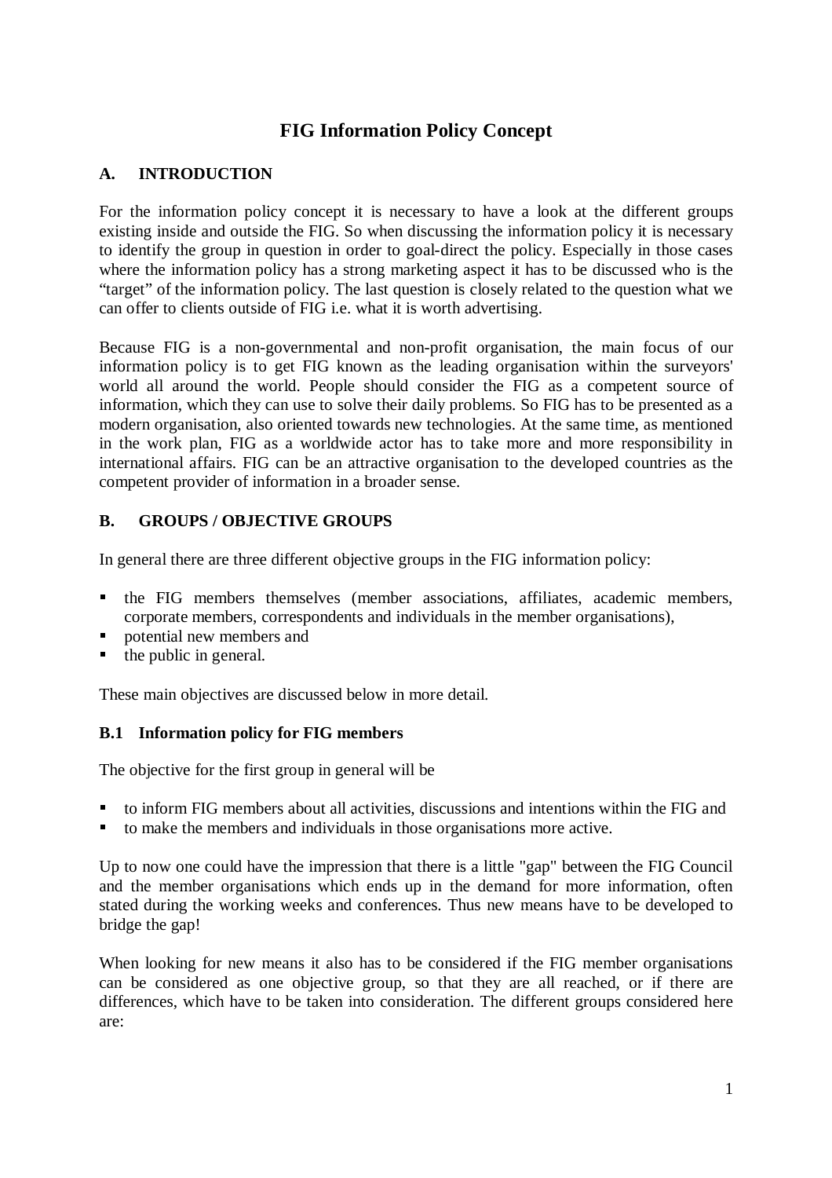# FIG Information Policy Concept

## A. INTRODUCTION

For the information policy concept it is necessary to have a look at the different groups existing inside and outside the FIG. So when discussing the information policy it is necessary to identify the group in question in order to goal-direct the policy. Especially in those cases where the information policy has a strong marketing aspect it has to be discussed who is the "target" of the information policy. The last question is closely related to the question what we can offer to clients outside of FIG i.e. what it is worth advertising.

Because FIG is a non-governmental and non-profit organisation, the main focus of our information policy is to get FIG known as the leading organisation within the surveyors' world all around the world. People should consider the FIG as a competent source of information, which they can use to solve their daily problems. So FIG has to be presented as a modern organisation, also oriented towards new technologies. At the same time, as mentioned in the work plan, FIG as a worldwide actor has to take more and more responsibility in international affairs. FIG can be an attractive organisation to the developed countries as the competent provider of information in a broader sense.

## B. GROUPS / OBJECTIVE GROUPS

In general there are three different objective groups in the FIG information policy:

- the FIG members themselves (member associations, affiliates, academic members, corporate members, correspondents and individuals in the member organisations),
- potential new members and
- the public in general.

These main objectives are discussed below in more detail.

### B.1 Information policy for FIG members

The objective for the first group in general will be

- to inform FIG members about all activities, discussions and intentions within the FIG and
- to make the members and individuals in those organisations more active.

Up to now one could have the impression that there is a little "gap" between the FIG Council and the member organisations which ends up in the demand for more information, often stated during the working weeks and conferences. Thus new means have to be developed to bridge the gap!

When looking for new means it also has to be considered if the FIG member organisations can be considered as one objective group, so that they are all reached, or if there are differences, which have to be taken into consideration. The different groups considered here are: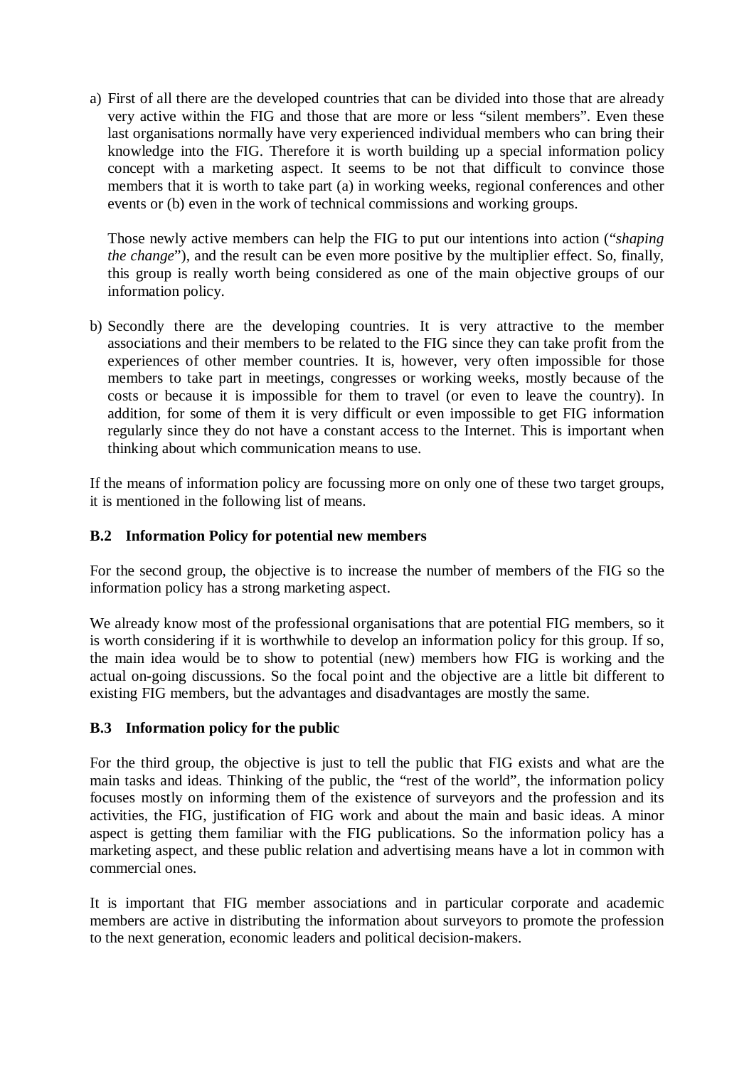a) First of all there are the developed countries that can be divided into those that are already very active within the FIG and those that are more or less “silent members”. Even these last organisations normally have very experienced individual members who can bring their knowledge into the FIG. Therefore it is worth building up a special information policy concept with a marketing aspect. It seems to be not that difficult to convince those members that it is worth to take part (a) in working weeks, regional conferences and other events or (b) even in the work of technical commissions and working groups.

   Those newly active members can help the FIG to put our intentions into action (“*shaping the change*”), and the result can be even more positive by the multiplier effect. So, finally, this group is really worth being considered as one of the main objective groups of our information policy.

b) Secondly there are the developing countries. It is very attractive to the member associations and their members to be related to the FIG since they can take profit from the experiences of other member countries. It is, however, very often impossible for those members to take part in meetings, congresses or working weeks, mostly because of the costs or because it is impossible for them to travel (or even to leave the country). In addition, for some of them it is very difficult or even impossible to get FIG information regularly since they do not have a constant access to the Internet. This is important when thinking about which communication means to use.

If the means of information policy are focussing more on only one of these two target groups, it is mentioned in the following list of means.

### B.2 Information Policy for potential new members

For the second group, the objective is to increase the number of members of the FIG so the information policy has a strong marketing aspect.

We already know most of the professional organisations that are potential FIG members, so it is worth considering if it is worthwhile to develop an information policy for this group. If so, the main idea would be to show to potential (new) members how FIG is working and the actual on-going discussions. So the focal point and the objective are a little bit different to existing FIG members, but the advantages and disadvantages are mostly the same.

### B.3 Information policy for the public

For the third group, the objective is just to tell the public that FIG exists and what are the main tasks and ideas. Thinking of the public, the “rest of the world”, the information policy focuses mostly on informing them of the existence of surveyors and the profession and its activities, the FIG, justification of FIG work and about the main and basic ideas. A minor aspect is getting them familiar with the FIG publications. So the information policy has a marketing aspect, and these public relation and advertising means have a lot in common with commercial ones.

It is important that FIG member associations and in particular corporate and academic members are active in distributing the information about surveyors to promote the profession to the next generation, economic leaders and political decision-makers.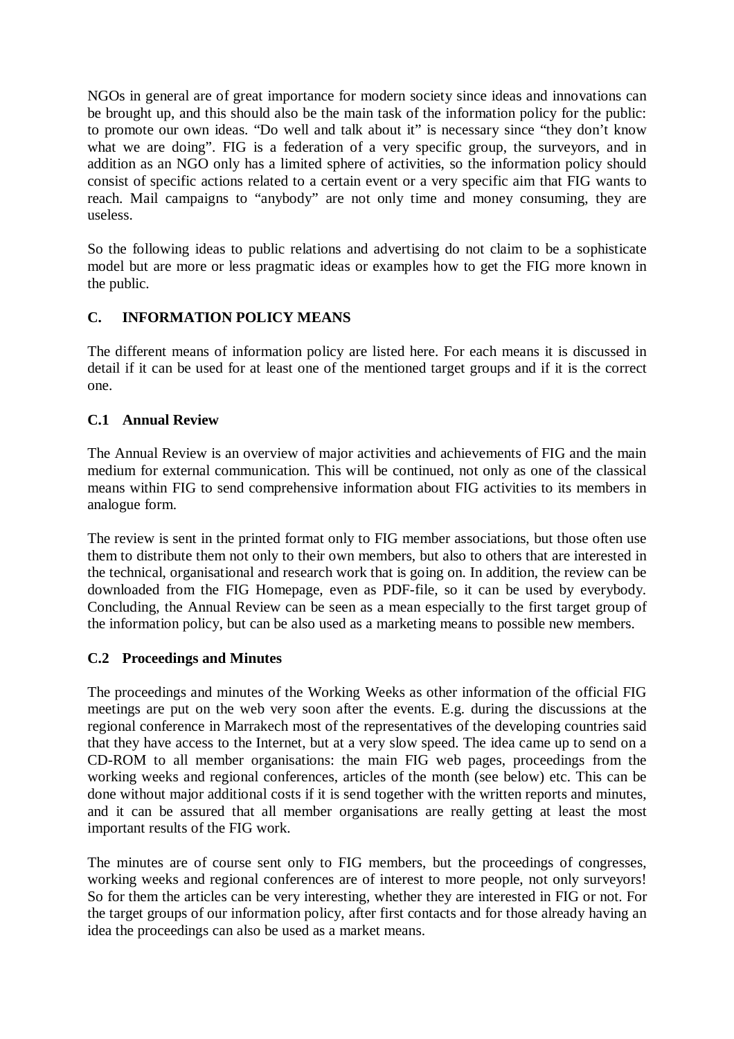NGOs in general are of great importance for modern society since ideas and innovations can be brought up, and this should also be the main task of the information policy for the public: to promote our own ideas. “Do well and talk about it” is necessary since “they don’t know what we are doing”. FIG is a federation of a very specific group, the surveyors, and in addition as an NGO only has a limited sphere of activities, so the information policy should consist of specific actions related to a certain event or a very specific aim that FIG wants to reach. Mail campaigns to “anybody” are not only time and money consuming, they are useless.

So the following ideas to public relations and advertising do not claim to be a sophisticate model but are more or less pragmatic ideas or examples how to get the FIG more known in the public.

## C. INFORMATION POLICY MEANS

The different means of information policy are listed here. For each means it is discussed in detail if it can be used for at least one of the mentioned target groups and if it is the correct one.

### C.1 Annual Review

The Annual Review is an overview of major activities and achievements of FIG and the main medium for external communication. This will be continued, not only as one of the classical means within FIG to send comprehensive information about FIG activities to its members in analogue form.

The review is sent in the printed format only to FIG member associations, but those often use them to distribute them not only to their own members, but also to others that are interested in the technical, organisational and research work that is going on. In addition, the review can be downloaded from the FIG Homepage, even as PDF-file, so it can be used by everybody. Concluding, the Annual Review can be seen as a mean especially to the first target group of the information policy, but can be also used as a marketing means to possible new members.

### C.2 Proceedings and Minutes

The proceedings and minutes of the Working Weeks as other information of the official FIG meetings are put on the web very soon after the events. E.g. during the discussions at the regional conference in Marrakech most of the representatives of the developing countries said that they have access to the Internet, but at a very slow speed. The idea came up to send on a CD-ROM to all member organisations: the main FIG web pages, proceedings from the working weeks and regional conferences, articles of the month (see below) etc. This can be done without major additional costs if it is send together with the written reports and minutes, and it can be assured that all member organisations are really getting at least the most important results of the FIG work.

The minutes are of course sent only to FIG members, but the proceedings of congresses, working weeks and regional conferences are of interest to more people, not only surveyors! So for them the articles can be very interesting, whether they are interested in FIG or not. For the target groups of our information policy, after first contacts and for those already having an idea the proceedings can also be used as a market means.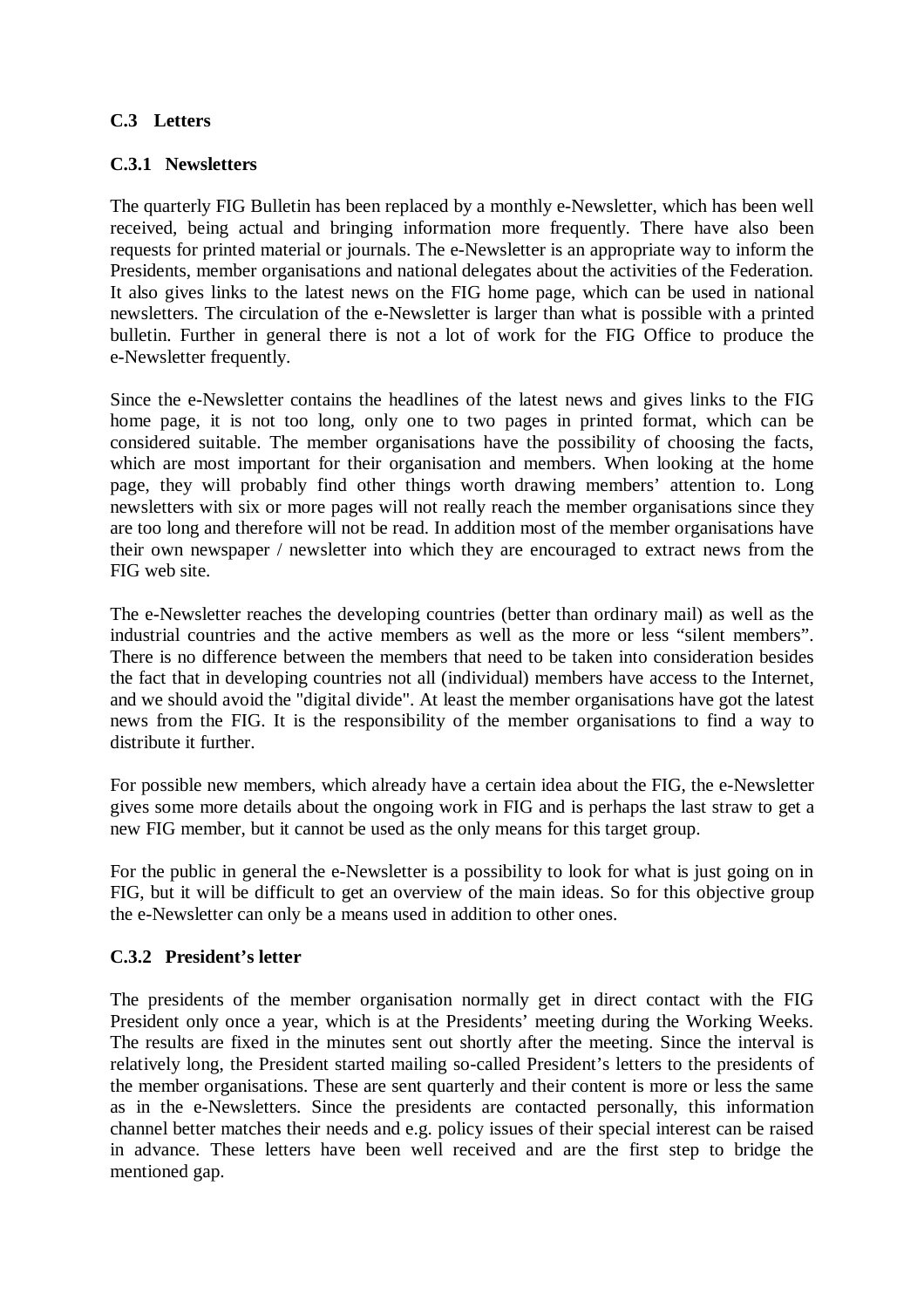### C.3 Letters

#### C.3.1 Newsletters

The quarterly FIG Bulletin has been replaced by a monthly e-Newsletter, which has been well received, being actual and bringing information more frequently. There have also been requests for printed material or journals. The e-Newsletter is an appropriate way to inform the Presidents, member organisations and national delegates about the activities of the Federation. It also gives links to the latest news on the FIG home page, which can be used in national newsletters. The circulation of the e-Newsletter is larger than what is possible with a printed bulletin. Further in general there is not a lot of work for the FIG Office to produce the e-Newsletter frequently.

Since the e-Newsletter contains the headlines of the latest news and gives links to the FIG home page, it is not too long, only one to two pages in printed format, which can be considered suitable. The member organisations have the possibility of choosing the facts, which are most important for their organisation and members. When looking at the home page, they will probably find other things worth drawing members' attention to. Long newsletters with six or more pages will not really reach the member organisations since they are too long and therefore will not be read. In addition most of the member organisations have their own newspaper / newsletter into which they are encouraged to extract news from the FIG web site.

The e-Newsletter reaches the developing countries (better than ordinary mail) as well as the industrial countries and the active members as well as the more or less "silent members". There is no difference between the members that need to be taken into consideration besides the fact that in developing countries not all (individual) members have access to the Internet, and we should avoid the "digital divide". At least the member organisations have got the latest news from the FIG. It is the responsibility of the member organisations to find a way to distribute it further.

For possible new members, which already have a certain idea about the FIG, the e-Newsletter gives some more details about the ongoing work in FIG and is perhaps the last straw to get a new FIG member, but it cannot be used as the only means for this target group.

For the public in general the e-Newsletter is a possibility to look for what is just going on in FIG, but it will be difficult to get an overview of the main ideas. So for this objective group the e-Newsletter can only be a means used in addition to other ones.

#### C.3.2 President's letter

The presidents of the member organisation normally get in direct contact with the FIG President only once a year, which is at the Presidents' meeting during the Working Weeks. The results are fixed in the minutes sent out shortly after the meeting. Since the interval is relatively long, the President started mailing so-called President's letters to the presidents of the member organisations. These are sent quarterly and their content is more or less the same as in the e-Newsletters. Since the presidents are contacted personally, this information channel better matches their needs and e.g. policy issues of their special interest can be raised in advance. These letters have been well received and are the first step to bridge the mentioned gap.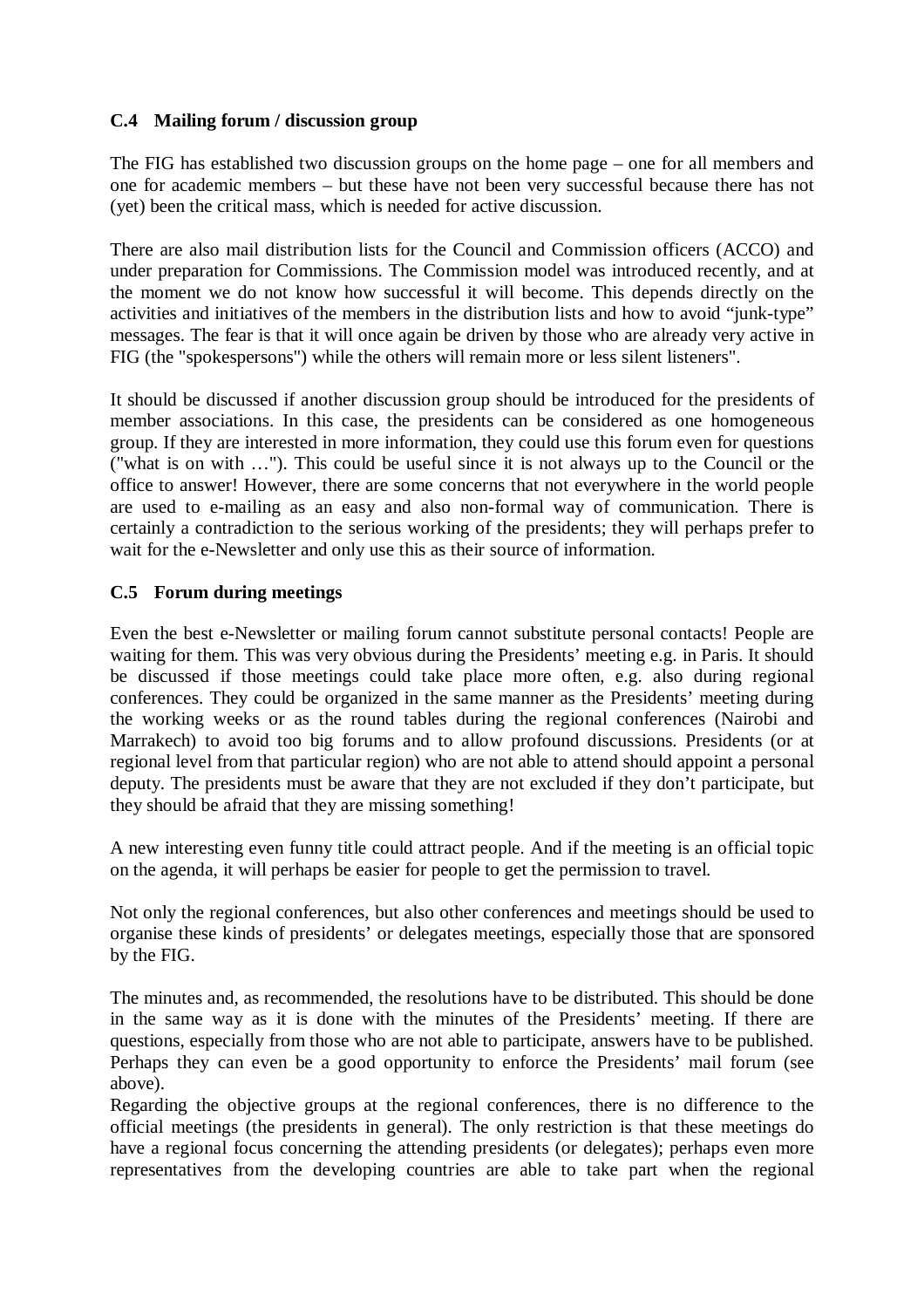### C.4 Mailing forum / discussion group

The FIG has established two discussion groups on the home page – one for all members and one for academic members – but these have not been very successful because there has not (yet) been the critical mass, which is needed for active discussion.

There are also mail distribution lists for the Council and Commission officers (ACCO) and under preparation for Commissions. The Commission model was introduced recently, and at the moment we do not know how successful it will become. This depends directly on the activities and initiatives of the members in the distribution lists and how to avoid "junk-type" messages. The fear is that it will once again be driven by those who are already very active in FIG (the "spokespersons") while the others will remain more or less silent listeners".

It should be discussed if another discussion group should be introduced for the presidents of member associations. In this case, the presidents can be considered as one homogeneous group. If they are interested in more information, they could use this forum even for questions ("what is on with …"). This could be useful since it is not always up to the Council or the office to answer! However, there are some concerns that not everywhere in the world people are used to e-mailing as an easy and also non-formal way of communication. There is certainly a contradiction to the serious working of the presidents; they will perhaps prefer to wait for the e-Newsletter and only use this as their source of information.

### C.5 Forum during meetings

Even the best e-Newsletter or mailing forum cannot substitute personal contacts! People are waiting for them. This was very obvious during the Presidents' meeting e.g. in Paris. It should be discussed if those meetings could take place more often, e.g. also during regional conferences. They could be organized in the same manner as the Presidents' meeting during the working weeks or as the round tables during the regional conferences (Nairobi and Marrakech) to avoid too big forums and to allow profound discussions. Presidents (or at regional level from that particular region) who are not able to attend should appoint a personal deputy. The presidents must be aware that they are not excluded if they don't participate, but they should be afraid that they are missing something!

A new interesting even funny title could attract people. And if the meeting is an official topic on the agenda, it will perhaps be easier for people to get the permission to travel.

Not only the regional conferences, but also other conferences and meetings should be used to organise these kinds of presidents' or delegates meetings, especially those that are sponsored by the FIG.

The minutes and, as recommended, the resolutions have to be distributed. This should be done in the same way as it is done with the minutes of the Presidents' meeting. If there are questions, especially from those who are not able to participate, answers have to be published. Perhaps they can even be a good opportunity to enforce the Presidents' mail forum (see above).

Regarding the objective groups at the regional conferences, there is no difference to the official meetings (the presidents in general). The only restriction is that these meetings do have a regional focus concerning the attending presidents (or delegates); perhaps even more representatives from the developing countries are able to take part when the regional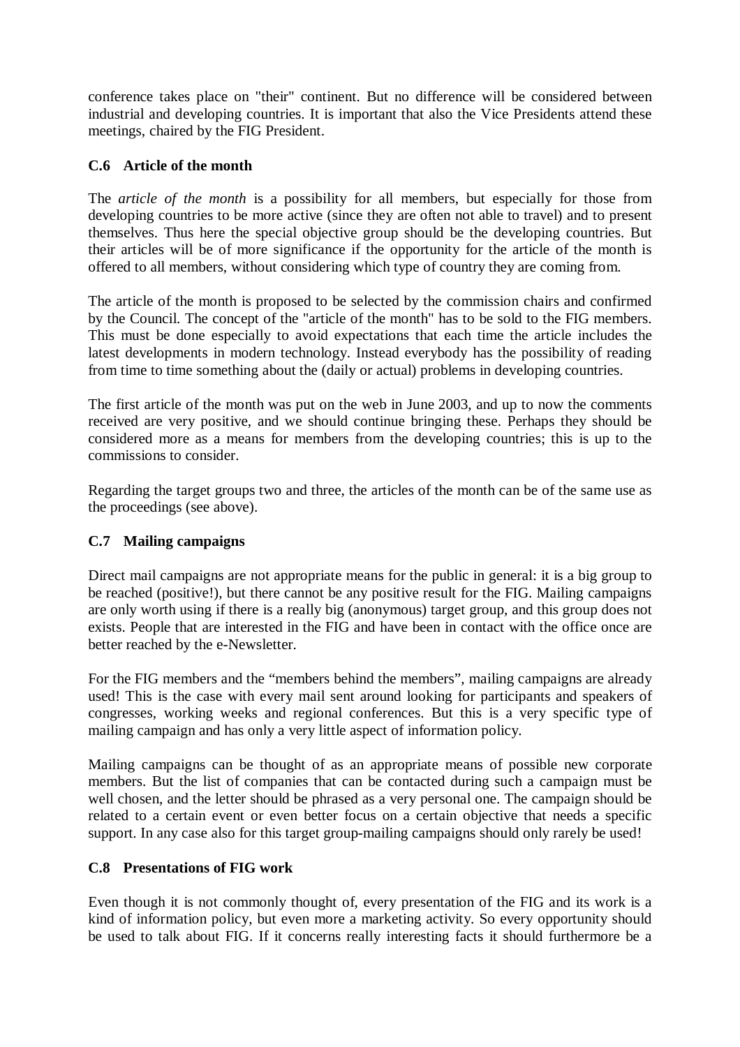conference takes place on "their" continent. But no difference will be considered between industrial and developing countries. It is important that also the Vice Presidents attend these meetings, chaired by the FIG President.

### C.6 Article of the month

The *article of the month* is a possibility for all members, but especially for those from developing countries to be more active (since they are often not able to travel) and to present themselves. Thus here the special objective group should be the developing countries. But their articles will be of more significance if the opportunity for the article of the month is offered to all members, without considering which type of country they are coming from.

The article of the month is proposed to be selected by the commission chairs and confirmed by the Council. The concept of the "article of the month" has to be sold to the FIG members. This must be done especially to avoid expectations that each time the article includes the latest developments in modern technology. Instead everybody has the possibility of reading from time to time something about the (daily or actual) problems in developing countries.

The first article of the month was put on the web in June 2003, and up to now the comments received are very positive, and we should continue bringing these. Perhaps they should be considered more as a means for members from the developing countries; this is up to the commissions to consider.

Regarding the target groups two and three, the articles of the month can be of the same use as the proceedings (see above).

### C.7 Mailing campaigns

Direct mail campaigns are not appropriate means for the public in general: it is a big group to be reached (positive!), but there cannot be any positive result for the FIG. Mailing campaigns are only worth using if there is a really big (anonymous) target group, and this group does not exists. People that are interested in the FIG and have been in contact with the office once are better reached by the e-Newsletter.

For the FIG members and the "members behind the members", mailing campaigns are already used! This is the case with every mail sent around looking for participants and speakers of congresses, working weeks and regional conferences. But this is a very specific type of mailing campaign and has only a very little aspect of information policy.

Mailing campaigns can be thought of as an appropriate means of possible new corporate members. But the list of companies that can be contacted during such a campaign must be well chosen, and the letter should be phrased as a very personal one. The campaign should be related to a certain event or even better focus on a certain objective that needs a specific support. In any case also for this target group-mailing campaigns should only rarely be used!

### C.8 Presentations of FIG work

Even though it is not commonly thought of, every presentation of the FIG and its work is a kind of information policy, but even more a marketing activity. So every opportunity should be used to talk about FIG. If it concerns really interesting facts it should furthermore be a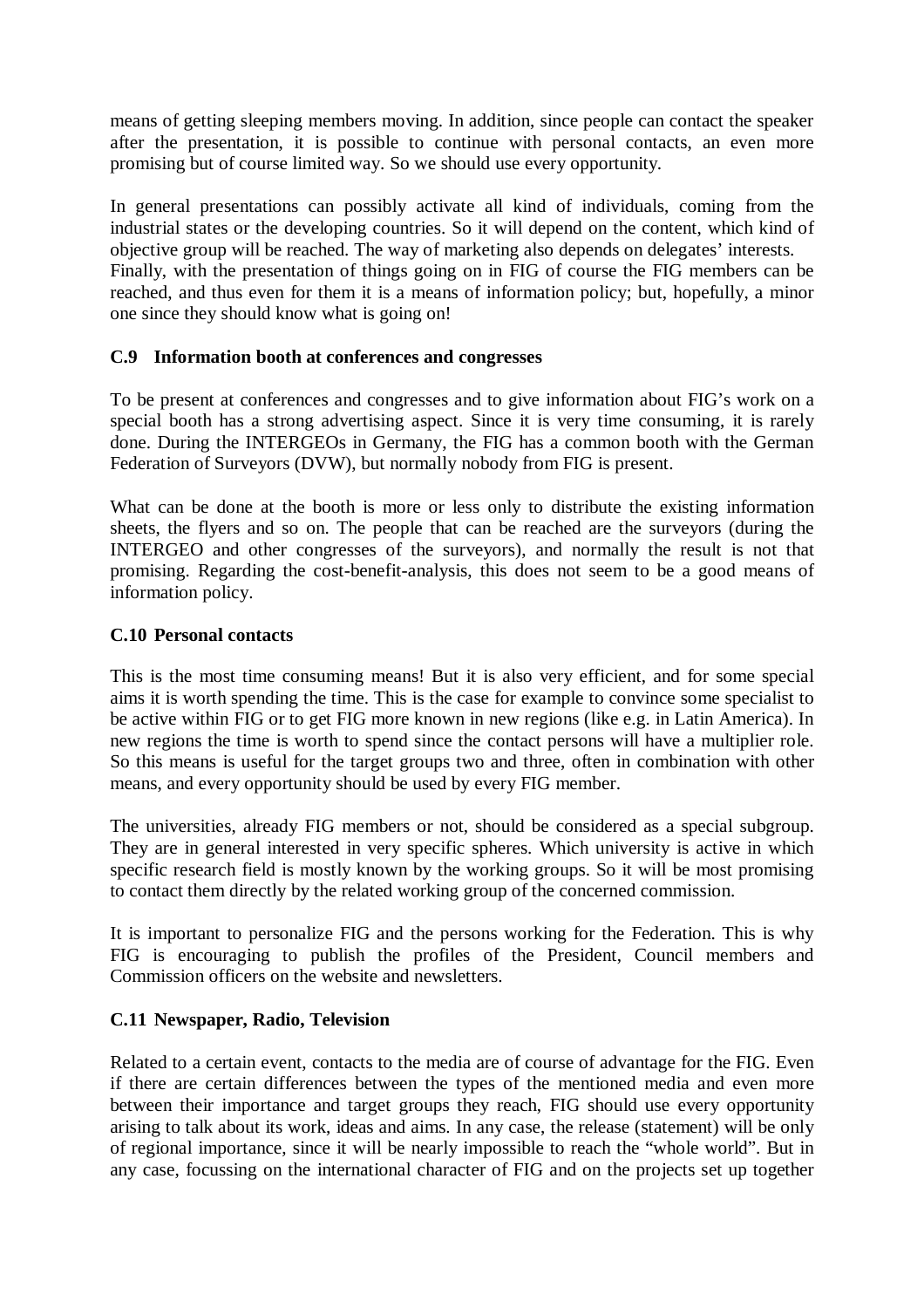means of getting sleeping members moving. In addition, since people can contact the speaker after the presentation, it is possible to continue with personal contacts, an even more promising but of course limited way. So we should use every opportunity.

In general presentations can possibly activate all kind of individuals, coming from the industrial states or the developing countries. So it will depend on the content, which kind of objective group will be reached. The way of marketing also depends on delegates' interests. Finally, with the presentation of things going on in FIG of course the FIG members can be reached, and thus even for them it is a means of information policy; but, hopefully, a minor one since they should know what is going on!

### C.9 Information booth at conferences and congresses

To be present at conferences and congresses and to give information about FIG's work on a special booth has a strong advertising aspect. Since it is very time consuming, it is rarely done. During the INTERGEOs in Germany, the FIG has a common booth with the German Federation of Surveyors (DVW), but normally nobody from FIG is present.

What can be done at the booth is more or less only to distribute the existing information sheets, the flyers and so on. The people that can be reached are the surveyors (during the INTERGEO and other congresses of the surveyors), and normally the result is not that promising. Regarding the cost-benefit-analysis, this does not seem to be a good means of information policy.

### C.10 Personal contacts

This is the most time consuming means! But it is also very efficient, and for some special aims it is worth spending the time. This is the case for example to convince some specialist to be active within FIG or to get FIG more known in new regions (like e.g. in Latin America). In new regions the time is worth to spend since the contact persons will have a multiplier role. So this means is useful for the target groups two and three, often in combination with other means, and every opportunity should be used by every FIG member.

The universities, already FIG members or not, should be considered as a special subgroup. They are in general interested in very specific spheres. Which university is active in which specific research field is mostly known by the working groups. So it will be most promising to contact them directly by the related working group of the concerned commission.

It is important to personalize FIG and the persons working for the Federation. This is why FIG is encouraging to publish the profiles of the President, Council members and Commission officers on the website and newsletters.

### C.11 Newspaper, Radio, Television

Related to a certain event, contacts to the media are of course of advantage for the FIG. Even if there are certain differences between the types of the mentioned media and even more between their importance and target groups they reach, FIG should use every opportunity arising to talk about its work, ideas and aims. In any case, the release (statement) will be only of regional importance, since it will be nearly impossible to reach the "whole world". But in any case, focussing on the international character of FIG and on the projects set up together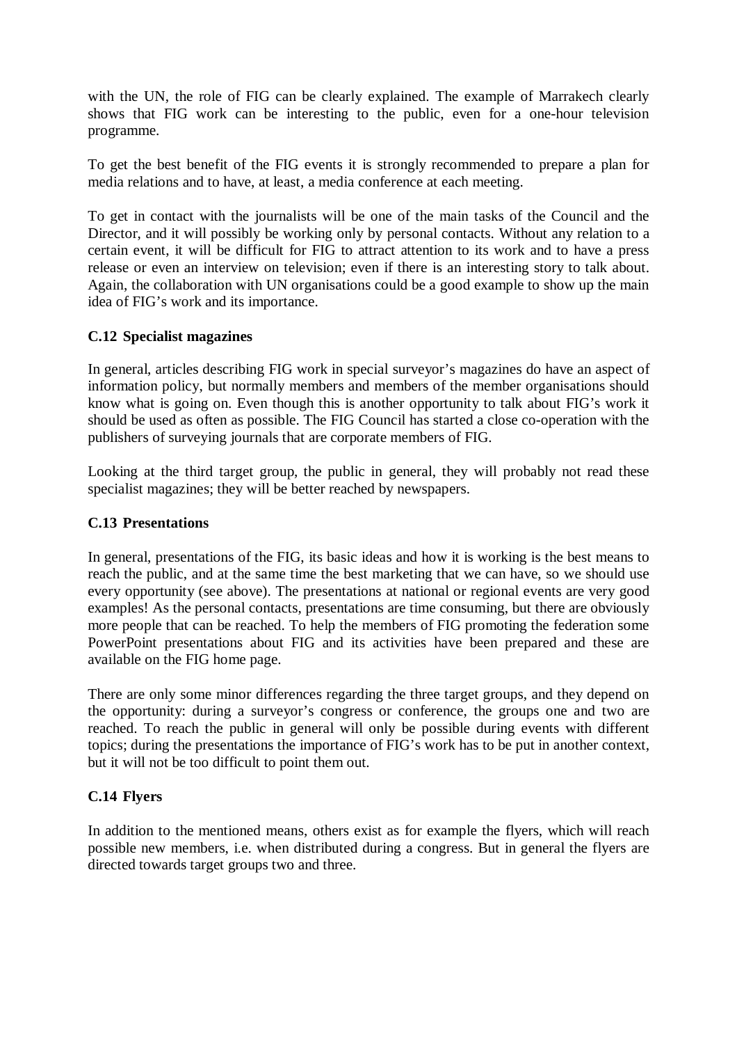with the UN, the role of FIG can be clearly explained. The example of Marrakech clearly shows that FIG work can be interesting to the public, even for a one-hour television programme.

To get the best benefit of the FIG events it is strongly recommended to prepare a plan for media relations and to have, at least, a media conference at each meeting.

To get in contact with the journalists will be one of the main tasks of the Council and the Director, and it will possibly be working only by personal contacts. Without any relation to a certain event, it will be difficult for FIG to attract attention to its work and to have a press release or even an interview on television; even if there is an interesting story to talk about. Again, the collaboration with UN organisations could be a good example to show up the main idea of FIG's work and its importance.

### C.12 Specialist magazines

In general, articles describing FIG work in special surveyor's magazines do have an aspect of information policy, but normally members and members of the member organisations should know what is going on. Even though this is another opportunity to talk about FIG's work it should be used as often as possible. The FIG Council has started a close co-operation with the publishers of surveying journals that are corporate members of FIG.

Looking at the third target group, the public in general, they will probably not read these specialist magazines; they will be better reached by newspapers.

### C.13 Presentations

In general, presentations of the FIG, its basic ideas and how it is working is the best means to reach the public, and at the same time the best marketing that we can have, so we should use every opportunity (see above). The presentations at national or regional events are very good examples! As the personal contacts, presentations are time consuming, but there are obviously more people that can be reached. To help the members of FIG promoting the federation some PowerPoint presentations about FIG and its activities have been prepared and these are available on the FIG home page.

There are only some minor differences regarding the three target groups, and they depend on the opportunity: during a surveyor's congress or conference, the groups one and two are reached. To reach the public in general will only be possible during events with different topics; during the presentations the importance of FIG's work has to be put in another context, but it will not be too difficult to point them out.

### C.14 Flyers

In addition to the mentioned means, others exist as for example the flyers, which will reach possible new members, i.e. when distributed during a congress. But in general the flyers are directed towards target groups two and three.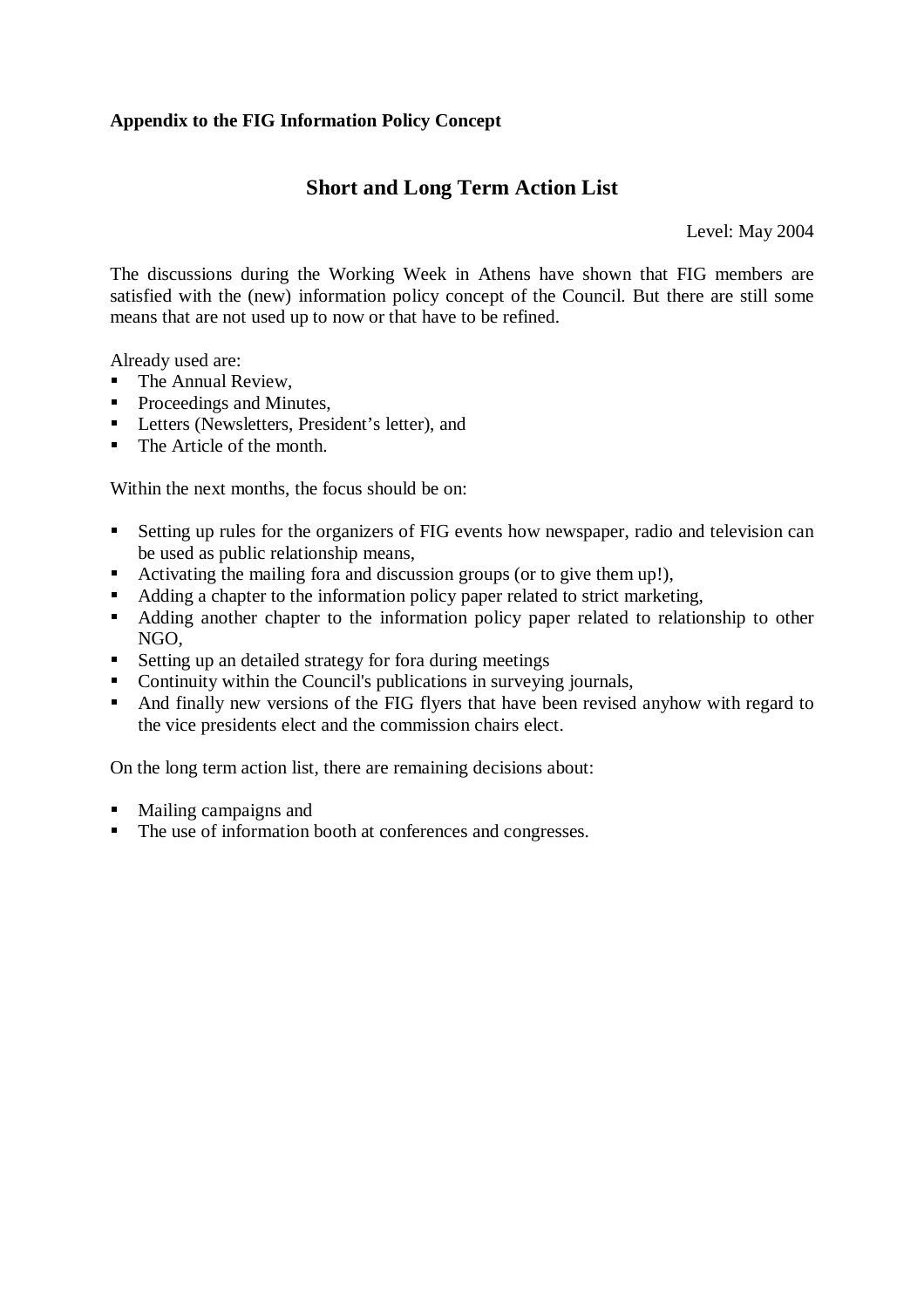**Appendix to the FIG Information Policy Concept**

## Short and Long Term Action List

Level: May 2004

The discussions during the Working Week in Athens have shown that FIG members are satisfied with the (new) information policy concept of the Council. But there are still some means that are not used up to now or that have to be refined.

Already used are:

- The Annual Review,
- Proceedings and Minutes,
- Letters (Newsletters, President's letter), and
- The Article of the month.

Within the next months, the focus should be on:

- Setting up rules for the organizers of FIG events how newspaper, radio and television can be used as public relationship means,
- Activating the mailing fora and discussion groups (or to give them up!),
- Adding a chapter to the information policy paper related to strict marketing,
- Adding another chapter to the information policy paper related to relationship to other NGO,
- Setting up an detailed strategy for fora during meetings
- Continuity within the Council's publications in surveying journals,
- And finally new versions of the FIG flyers that have been revised anyhow with regard to the vice presidents elect and the commission chairs elect.

On the long term action list, there are remaining decisions about:

- Mailing campaigns and
- The use of information booth at conferences and congresses.